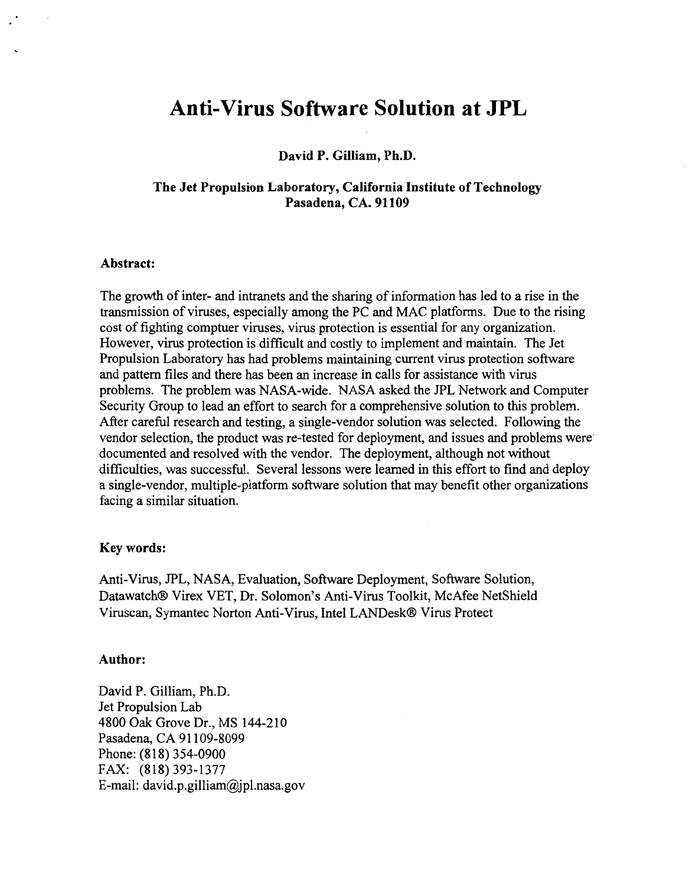# Anti-Virus Software Solution at JPL

**David P. Gilliam, Ph.D.**

**The Jet Propulsion Laboratory, California Institute of Technology**
**Pasadena, CA. 91109**

**Abstract:**

The growth of inter- and intranets and the sharing of information has led to a rise in the transmission of viruses, especially among the PC and MAC platforms. Due to the rising cost of fighting comptuer viruses, virus protection is essential for any organization. However, virus protection is difficult and costly to implement and maintain. The Jet Propulsion Laboratory has had problems maintaining current virus protection software and pattern files and there has been an increase in calls for assistance with virus problems. The problem was NASA-wide. NASA asked the JPL Network and Computer Security Group to lead an effort to search for a comprehensive solution to this problem. After careful research and testing, a single-vendor solution was selected. Following the vendor selection, the product was re-tested for deployment, and issues and problems were documented and resolved with the vendor. The deployment, although not without difficulties, was successful. Several lessons were learned in this effort to find and deploy a single-vendor, multiple-platform software solution that may benefit other organizations facing a similar situation.

**Key words:**

Anti-Virus, JPL, NASA, Evaluation, Software Deployment, Software Solution, Datawatch® Virex VET, Dr. Solomon's Anti-Virus Toolkit, McAfee NetShield Viruscan, Symantec Norton Anti-Virus, Intel LANDesk® Virus Protect

**Author:**

David P. Gilliam, Ph.D.
Jet Propulsion Lab
4800 Oak Grove Dr., MS 144-210
Pasadena, CA 91109-8099
Phone: (818) 354-0900
FAX: (818) 393-1377
E-mail: david.p.gilliam@jpl.nasa.gov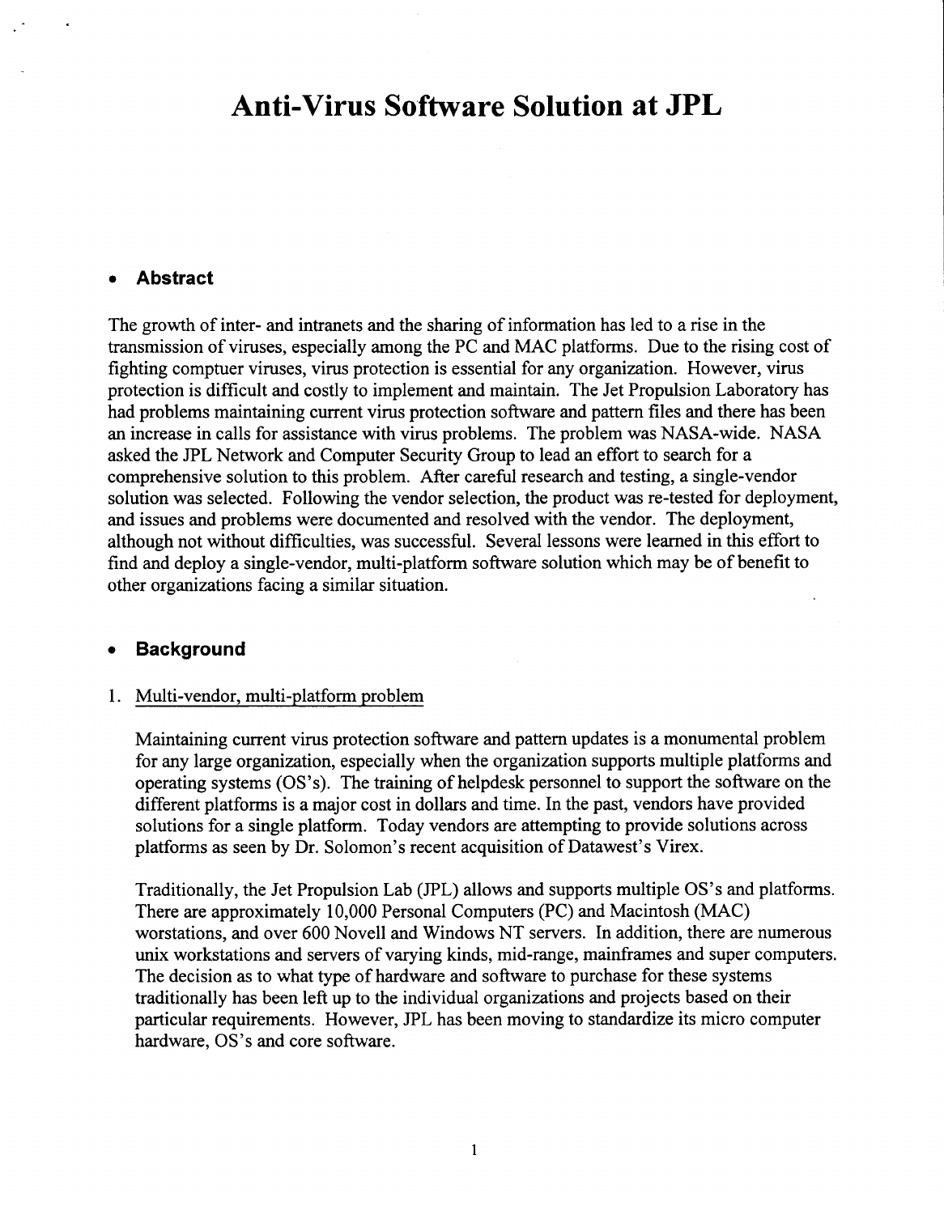# Anti-Virus Software Solution at JPL

## Abstract

The growth of inter- and intranets and the sharing of information has led to a rise in the transmission of viruses, especially among the PC and MAC platforms. Due to the rising cost of fighting comptuer viruses, virus protection is essential for any organization. However, virus protection is difficult and costly to implement and maintain. The Jet Propulsion Laboratory has had problems maintaining current virus protection software and pattern files and there has been an increase in calls for assistance with virus problems. The problem was NASA-wide. NASA asked the JPL Network and Computer Security Group to lead an effort to search for a comprehensive solution to this problem. After careful research and testing, a single-vendor solution was selected. Following the vendor selection, the product was re-tested for deployment, and issues and problems were documented and resolved with the vendor. The deployment, although not without difficulties, was successful. Several lessons were learned in this effort to find and deploy a single-vendor, multi-platform software solution which may be of benefit to other organizations facing a similar situation.

## Background

1. Multi-vendor, multi-platform problem

   Maintaining current virus protection software and pattern updates is a monumental problem for any large organization, especially when the organization supports multiple platforms and operating systems (OS's). The training of helpdesk personnel to support the software on the different platforms is a major cost in dollars and time. In the past, vendors have provided solutions for a single platform. Today vendors are attempting to provide solutions across platforms as seen by Dr. Solomon's recent acquisition of Datawest's Virex.

   Traditionally, the Jet Propulsion Lab (JPL) allows and supports multiple OS's and platforms. There are approximately 10,000 Personal Computers (PC) and Macintosh (MAC) worstations, and over 600 Novell and Windows NT servers. In addition, there are numerous unix workstations and servers of varying kinds, mid-range, mainframes and super computers. The decision as to what type of hardware and software to purchase for these systems traditionally has been left up to the individual organizations and projects based on their particular requirements. However, JPL has been moving to standardize its micro computer hardware, OS's and core software.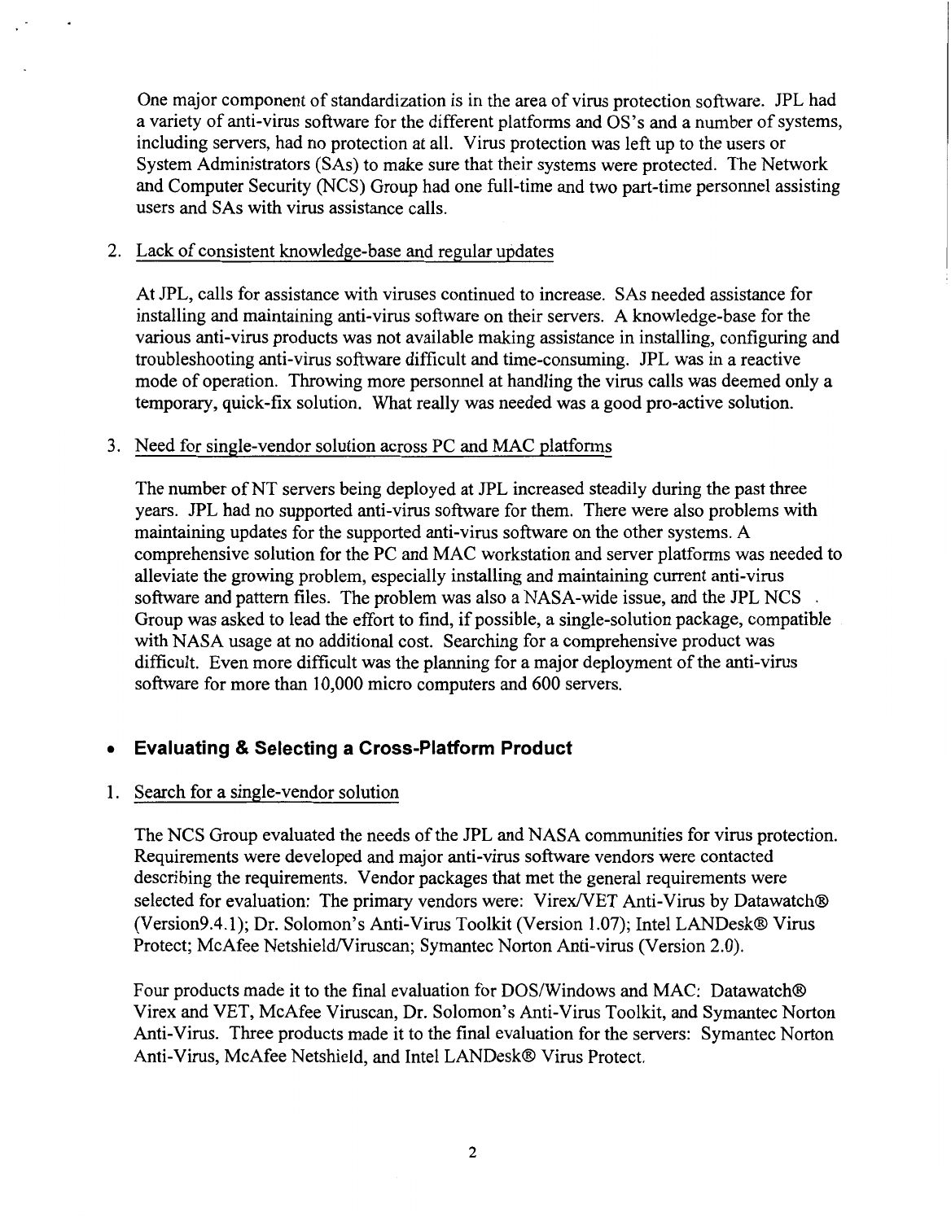One major component of standardization is in the area of virus protection software. JPL had a variety of anti-virus software for the different platforms and OS's and a number of systems, including servers, had no protection at all. Virus protection was left up to the users or System Administrators (SAs) to make sure that their systems were protected. The Network and Computer Security (NCS) Group had one full-time and two part-time personnel assisting users and SAs with virus assistance calls.

2. Lack of consistent knowledge-base and regular updates

   At JPL, calls for assistance with viruses continued to increase. SAs needed assistance for installing and maintaining anti-virus software on their servers. A knowledge-base for the various anti-virus products was not available making assistance in installing, configuring and troubleshooting anti-virus software difficult and time-consuming. JPL was in a reactive mode of operation. Throwing more personnel at handling the virus calls was deemed only a temporary, quick-fix solution. What really was needed was a good pro-active solution.

3. Need for single-vendor solution across PC and MAC platforms

   The number of NT servers being deployed at JPL increased steadily during the past three years. JPL had no supported anti-virus software for them. There were also problems with maintaining updates for the supported anti-virus software on the other systems. A comprehensive solution for the PC and MAC workstation and server platforms was needed to alleviate the growing problem, especially installing and maintaining current anti-virus software and pattern files. The problem was also a NASA-wide issue, and the JPL NCS Group was asked to lead the effort to find, if possible, a single-solution package, compatible with NASA usage at no additional cost. Searching for a comprehensive product was difficult. Even more difficult was the planning for a major deployment of the anti-virus software for more than 10,000 micro computers and 600 servers.

## • Evaluating & Selecting a Cross-Platform Product

1. Search for a single-vendor solution

   The NCS Group evaluated the needs of the JPL and NASA communities for virus protection. Requirements were developed and major anti-virus software vendors were contacted describing the requirements. Vendor packages that met the general requirements were selected for evaluation: The primary vendors were: Virex/VET Anti-Virus by Datawatch® (Version9.4.1); Dr. Solomon's Anti-Virus Toolkit (Version 1.07); Intel LANDesk® Virus Protect; McAfee Netshield/Viruscan; Symantec Norton Anti-virus (Version 2.0).

   Four products made it to the final evaluation for DOS/Windows and MAC: Datawatch® Virex and VET, McAfee Viruscan, Dr. Solomon's Anti-Virus Toolkit, and Symantec Norton Anti-Virus. Three products made it to the final evaluation for the servers: Symantec Norton Anti-Virus, McAfee Netshield, and Intel LANDesk® Virus Protect.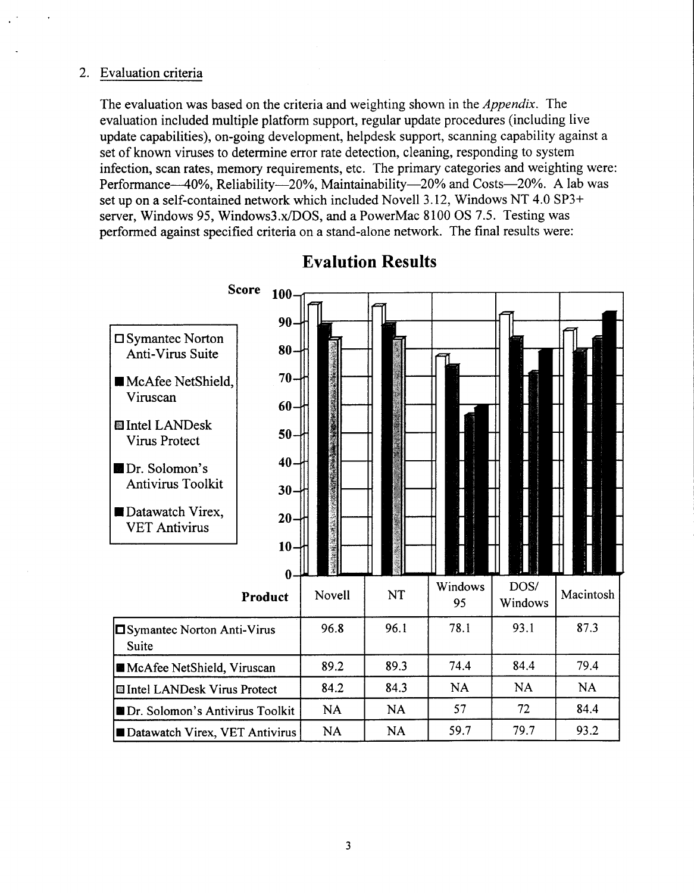2. Evaluation criteria

The evaluation was based on the criteria and weighting shown in the *Appendix*. The evaluation included multiple platform support, regular update procedures (including live update capabilities), on-going development, helpdesk support, scanning capability against a set of known viruses to determine error rate detection, cleaning, responding to system infection, scan rates, memory requirements, etc. The primary categories and weighting were: Performance—40%, Reliability—20%, Maintainability—20% and Costs—20%. A lab was set up on a self-contained network which included Novell 3.12, Windows NT 4.0 SP3+ server, Windows 95, Windows3.x/DOS, and a PowerMac 8100 OS 7.5. Testing was performed against specified criteria on a stand-alone network. The final results were:

## Evalution Results

| Product | Novell | NT | Windows 95 | DOS/ Windows | Macintosh |
|---|---|---|---|---|---|
| Symantec Norton Anti-Virus Suite | 96.8 | 96.1 | 78.1 | 93.1 | 87.3 |
| McAfee NetShield, Viruscan | 89.2 | 89.3 | 74.4 | 84.4 | 79.4 |
| Intel LANDesk Virus Protect | 84.2 | 84.3 | NA | NA | NA |
| Dr. Solomon's Antivirus Toolkit | NA | NA | 57 | 72 | 84.4 |
| Datawatch Virex, VET Antivirus | NA | NA | 59.7 | 79.7 | 93.2 |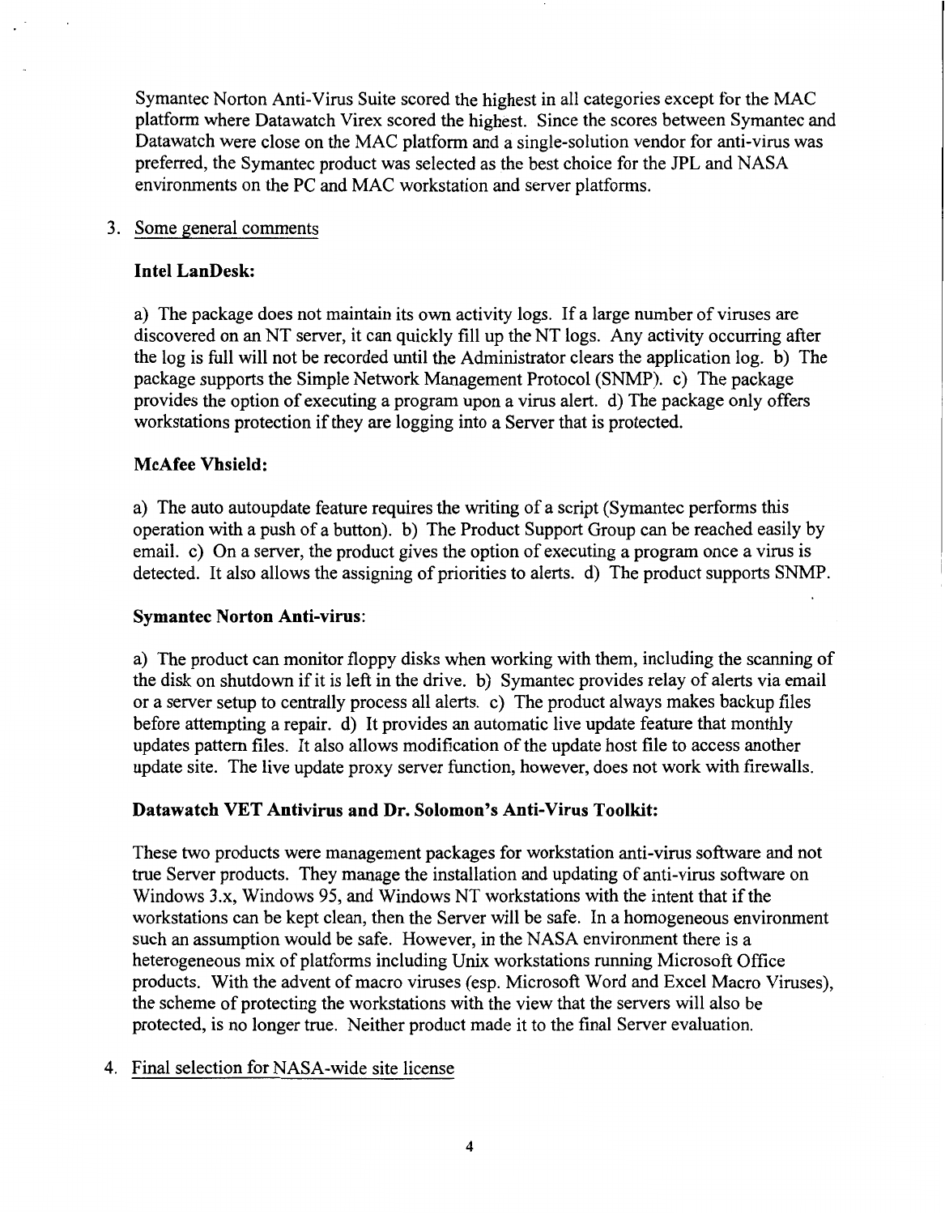Symantec Norton Anti-Virus Suite scored the highest in all categories except for the MAC platform where Datawatch Virex scored the highest. Since the scores between Symantec and Datawatch were close on the MAC platform and a single-solution vendor for anti-virus was preferred, the Symantec product was selected as the best choice for the JPL and NASA environments on the PC and MAC workstation and server platforms.

3. Some general comments

**Intel LanDesk:**

a) The package does not maintain its own activity logs. If a large number of viruses are discovered on an NT server, it can quickly fill up the NT logs. Any activity occurring after the log is full will not be recorded until the Administrator clears the application log. b) The package supports the Simple Network Management Protocol (SNMP). c) The package provides the option of executing a program upon a virus alert. d) The package only offers workstations protection if they are logging into a Server that is protected.

**McAfee Vhsield:**

a) The auto autoupdate feature requires the writing of a script (Symantec performs this operation with a push of a button). b) The Product Support Group can be reached easily by email. c) On a server, the product gives the option of executing a program once a virus is detected. It also allows the assigning of priorities to alerts. d) The product supports SNMP.

**Symantec Norton Anti-virus**:

a) The product can monitor floppy disks when working with them, including the scanning of the disk on shutdown if it is left in the drive. b) Symantec provides relay of alerts via email or a server setup to centrally process all alerts. c) The product always makes backup files before attempting a repair. d) It provides an automatic live update feature that monthly updates pattern files. It also allows modification of the update host file to access another update site. The live update proxy server function, however, does not work with firewalls.

**Datawatch VET Antivirus and Dr. Solomon's Anti-Virus Toolkit:**

These two products were management packages for workstation anti-virus software and not true Server products. They manage the installation and updating of anti-virus software on Windows 3.x, Windows 95, and Windows NT workstations with the intent that if the workstations can be kept clean, then the Server will be safe. In a homogeneous environment such an assumption would be safe. However, in the NASA environment there is a heterogeneous mix of platforms including Unix workstations running Microsoft Office products. With the advent of macro viruses (esp. Microsoft Word and Excel Macro Viruses), the scheme of protecting the workstations with the view that the servers will also be protected, is no longer true. Neither product made it to the final Server evaluation.

4. Final selection for NASA-wide site license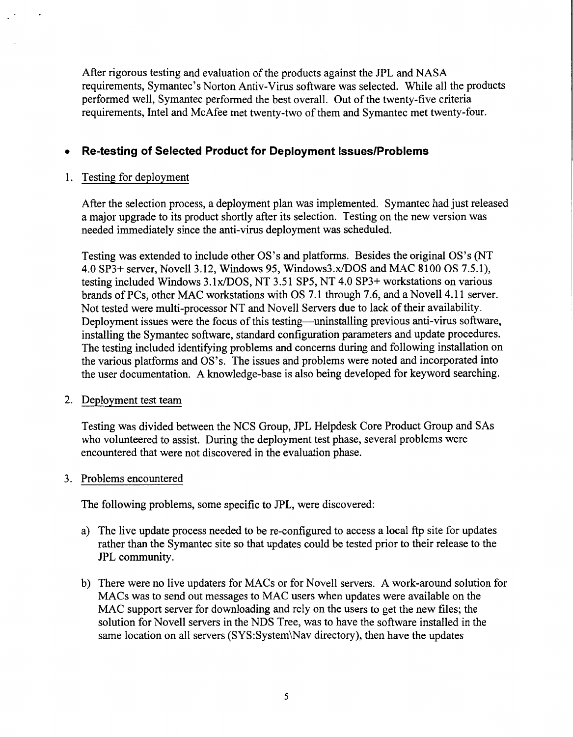After rigorous testing and evaluation of the products against the JPL and NASA requirements, Symantec's Norton Antiv-Virus software was selected. While all the products performed well, Symantec performed the best overall. Out of the twenty-five criteria requirements, Intel and McAfee met twenty-two of them and Symantec met twenty-four.

- **Re-testing of Selected Product for Deployment Issues/Problems**

1. Testing for deployment

   After the selection process, a deployment plan was implemented. Symantec had just released a major upgrade to its product shortly after its selection. Testing on the new version was needed immediately since the anti-virus deployment was scheduled.

   Testing was extended to include other OS's and platforms. Besides the original OS's (NT 4.0 SP3+ server, Novell 3.12, Windows 95, Windows3.x/DOS and MAC 8100 OS 7.5.1), testing included Windows 3.1x/DOS, NT 3.51 SP5, NT 4.0 SP3+ workstations on various brands of PCs, other MAC workstations with OS 7.1 through 7.6, and a Novell 4.11 server. Not tested were multi-processor NT and Novell Servers due to lack of their availability. Deployment issues were the focus of this testing—uninstalling previous anti-virus software, installing the Symantec software, standard configuration parameters and update procedures. The testing included identifying problems and concerns during and following installation on the various platforms and OS's. The issues and problems were noted and incorporated into the user documentation. A knowledge-base is also being developed for keyword searching.

2. Deployment test team

   Testing was divided between the NCS Group, JPL Helpdesk Core Product Group and SAs who volunteered to assist. During the deployment test phase, several problems were encountered that were not discovered in the evaluation phase.

3. Problems encountered

   The following problems, some specific to JPL, were discovered:

   a) The live update process needed to be re-configured to access a local ftp site for updates rather than the Symantec site so that updates could be tested prior to their release to the JPL community.

   b) There were no live updaters for MACs or for Novell servers. A work-around solution for MACs was to send out messages to MAC users when updates were available on the MAC support server for downloading and rely on the users to get the new files; the solution for Novell servers in the NDS Tree, was to have the software installed in the same location on all servers (SYS:System\Nav directory), then have the updates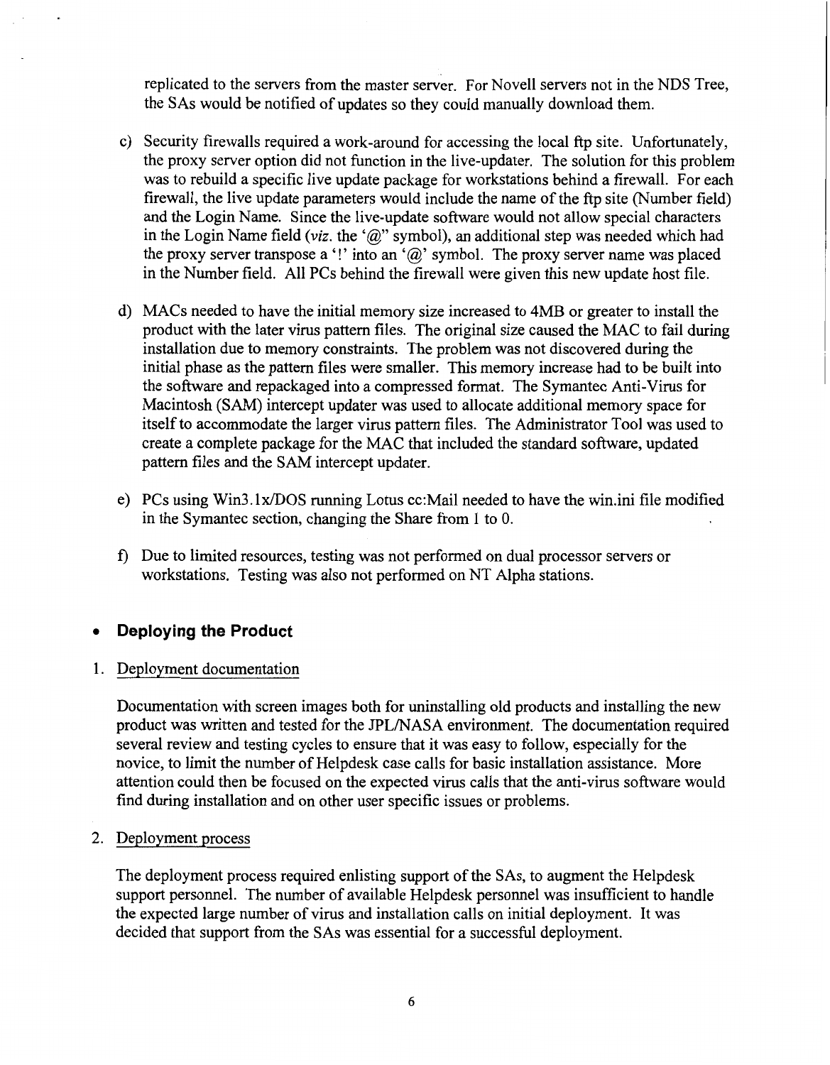replicated to the servers from the master server. For Novell servers not in the NDS Tree, the SAs would be notified of updates so they could manually download them.

c) Security firewalls required a work-around for accessing the local ftp site. Unfortunately, the proxy server option did not function in the live-updater. The solution for this problem was to rebuild a specific live update package for workstations behind a firewall. For each firewall, the live update parameters would include the name of the ftp site (Number field) and the Login Name. Since the live-update software would not allow special characters in the Login Name field (*viz.* the '@" symbol), an additional step was needed which had the proxy server transpose a '!' into an '@' symbol. The proxy server name was placed in the Number field. All PCs behind the firewall were given this new update host file.

d) MACs needed to have the initial memory size increased to 4MB or greater to install the product with the later virus pattern files. The original size caused the MAC to fail during installation due to memory constraints. The problem was not discovered during the initial phase as the pattern files were smaller. This memory increase had to be built into the software and repackaged into a compressed format. The Symantec Anti-Virus for Macintosh (SAM) intercept updater was used to allocate additional memory space for itself to accommodate the larger virus pattern files. The Administrator Tool was used to create a complete package for the MAC that included the standard software, updated pattern files and the SAM intercept updater.

e) PCs using Win3.1x/DOS running Lotus cc:Mail needed to have the win.ini file modified in the Symantec section, changing the Share from 1 to 0.

f) Due to limited resources, testing was not performed on dual processor servers or workstations. Testing was also not performed on NT Alpha stations.

- **Deploying the Product**

1. Deployment documentation

   Documentation with screen images both for uninstalling old products and installing the new product was written and tested for the JPL/NASA environment. The documentation required several review and testing cycles to ensure that it was easy to follow, especially for the novice, to limit the number of Helpdesk case calls for basic installation assistance. More attention could then be focused on the expected virus calls that the anti-virus software would find during installation and on other user specific issues or problems.

2. Deployment process

   The deployment process required enlisting support of the SAs, to augment the Helpdesk support personnel. The number of available Helpdesk personnel was insufficient to handle the expected large number of virus and installation calls on initial deployment. It was decided that support from the SAs was essential for a successful deployment.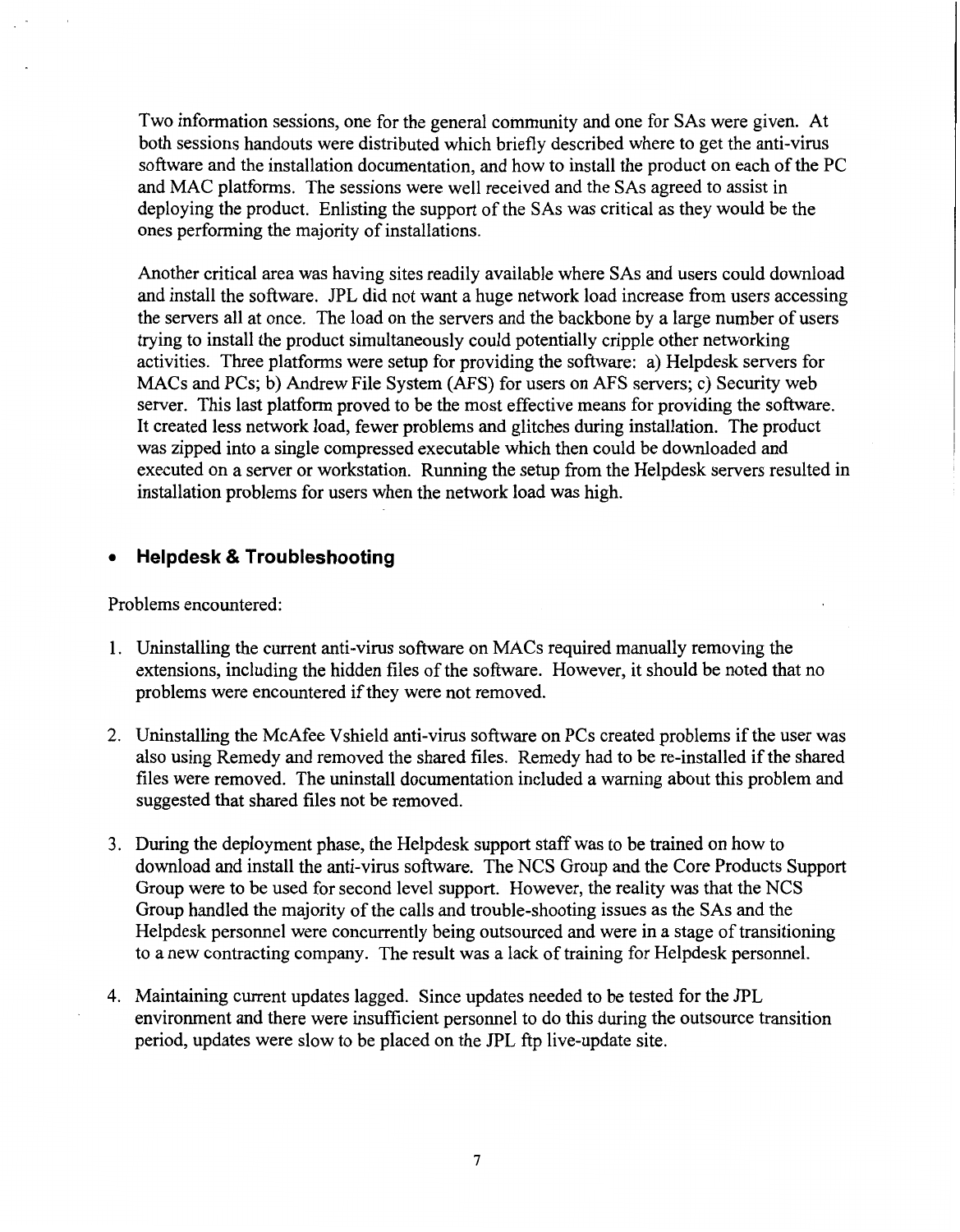Two information sessions, one for the general community and one for SAs were given. At both sessions handouts were distributed which briefly described where to get the anti-virus software and the installation documentation, and how to install the product on each of the PC and MAC platforms. The sessions were well received and the SAs agreed to assist in deploying the product. Enlisting the support of the SAs was critical as they would be the ones performing the majority of installations.

Another critical area was having sites readily available where SAs and users could download and install the software. JPL did not want a huge network load increase from users accessing the servers all at once. The load on the servers and the backbone by a large number of users trying to install the product simultaneously could potentially cripple other networking activities. Three platforms were setup for providing the software: a) Helpdesk servers for MACs and PCs; b) Andrew File System (AFS) for users on AFS servers; c) Security web server. This last platform proved to be the most effective means for providing the software. It created less network load, fewer problems and glitches during installation. The product was zipped into a single compressed executable which then could be downloaded and executed on a server or workstation. Running the setup from the Helpdesk servers resulted in installation problems for users when the network load was high.

- **Helpdesk & Troubleshooting**

Problems encountered:

1. Uninstalling the current anti-virus software on MACs required manually removing the extensions, including the hidden files of the software. However, it should be noted that no problems were encountered if they were not removed.

2. Uninstalling the McAfee Vshield anti-virus software on PCs created problems if the user was also using Remedy and removed the shared files. Remedy had to be re-installed if the shared files were removed. The uninstall documentation included a warning about this problem and suggested that shared files not be removed.

3. During the deployment phase, the Helpdesk support staff was to be trained on how to download and install the anti-virus software. The NCS Group and the Core Products Support Group were to be used for second level support. However, the reality was that the NCS Group handled the majority of the calls and trouble-shooting issues as the SAs and the Helpdesk personnel were concurrently being outsourced and were in a stage of transitioning to a new contracting company. The result was a lack of training for Helpdesk personnel.

4. Maintaining current updates lagged. Since updates needed to be tested for the JPL environment and there were insufficient personnel to do this during the outsource transition period, updates were slow to be placed on the JPL ftp live-update site.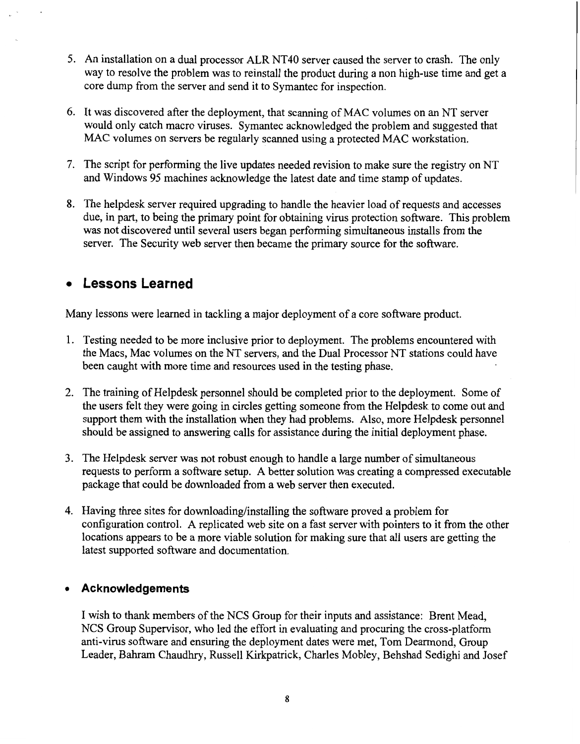5. An installation on a dual processor ALR NT40 server caused the server to crash. The only way to resolve the problem was to reinstall the product during a non high-use time and get a core dump from the server and send it to Symantec for inspection.

6. It was discovered after the deployment, that scanning of MAC volumes on an NT server would only catch macro viruses. Symantec acknowledged the problem and suggested that MAC volumes on servers be regularly scanned using a protected MAC workstation.

7. The script for performing the live updates needed revision to make sure the registry on NT and Windows 95 machines acknowledge the latest date and time stamp of updates.

8. The helpdesk server required upgrading to handle the heavier load of requests and accesses due, in part, to being the primary point for obtaining virus protection software. This problem was not discovered until several users began performing simultaneous installs from the server. The Security web server then became the primary source for the software.

## • Lessons Learned

Many lessons were learned in tackling a major deployment of a core software product.

1. Testing needed to be more inclusive prior to deployment. The problems encountered with the Macs, Mac volumes on the NT servers, and the Dual Processor NT stations could have been caught with more time and resources used in the testing phase.

2. The training of Helpdesk personnel should be completed prior to the deployment. Some of the users felt they were going in circles getting someone from the Helpdesk to come out and support them with the installation when they had problems. Also, more Helpdesk personnel should be assigned to answering calls for assistance during the initial deployment phase.

3. The Helpdesk server was not robust enough to handle a large number of simultaneous requests to perform a software setup. A better solution was creating a compressed executable package that could be downloaded from a web server then executed.

4. Having three sites for downloading/installing the software proved a problem for configuration control. A replicated web site on a fast server with pointers to it from the other locations appears to be a more viable solution for making sure that all users are getting the latest supported software and documentation.

### • Acknowledgements

I wish to thank members of the NCS Group for their inputs and assistance: Brent Mead, NCS Group Supervisor, who led the effort in evaluating and procuring the cross-platform anti-virus software and ensuring the deployment dates were met, Tom Dearmond, Group Leader, Bahram Chaudhry, Russell Kirkpatrick, Charles Mobley, Behshad Sedighi and Josef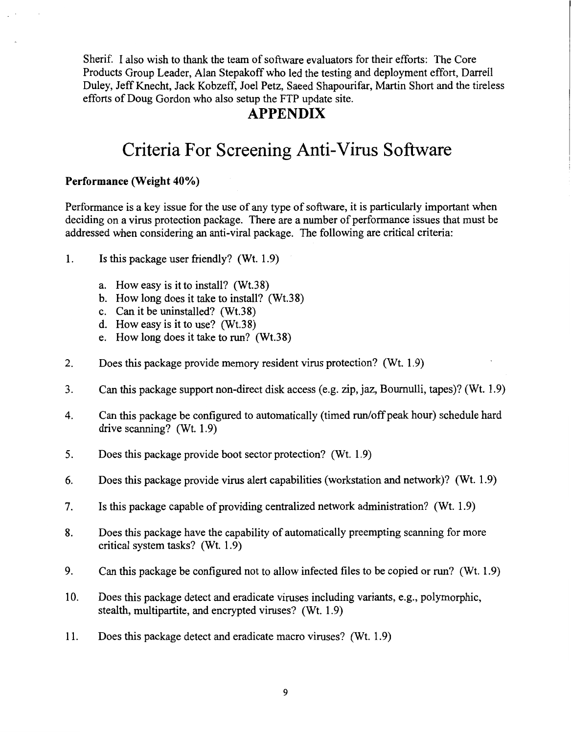Sherif. I also wish to thank the team of software evaluators for their efforts: The Core Products Group Leader, Alan Stepakoff who led the testing and deployment effort, Darrell Duley, Jeff Knecht, Jack Kobzeff, Joel Petz, Saeed Shapourifar, Martin Short and the tireless efforts of Doug Gordon who also setup the FTP update site.

## APPENDIX

# Criteria For Screening Anti-Virus Software

**Performance (Weight 40%)**

Performance is a key issue for the use of any type of software, it is particularly important when deciding on a virus protection package. There are a number of performance issues that must be addressed when considering an anti-viral package. The following are critical criteria:

1. Is this package user friendly? (Wt. 1.9)

   a. How easy is it to install? (Wt.38)
   b. How long does it take to install? (Wt.38)
   c. Can it be uninstalled? (Wt.38)
   d. How easy is it to use? (Wt.38)
   e. How long does it take to run? (Wt.38)

2. Does this package provide memory resident virus protection? (Wt. 1.9)

3. Can this package support non-direct disk access (e.g. zip, jaz, Bournulli, tapes)? (Wt. 1.9)

4. Can this package be configured to automatically (timed run/off peak hour) schedule hard drive scanning? (Wt. 1.9)

5. Does this package provide boot sector protection? (Wt. 1.9)

6. Does this package provide virus alert capabilities (workstation and network)? (Wt. 1.9)

7. Is this package capable of providing centralized network administration? (Wt. 1.9)

8. Does this package have the capability of automatically preempting scanning for more critical system tasks? (Wt. 1.9)

9. Can this package be configured not to allow infected files to be copied or run? (Wt. 1.9)

10. Does this package detect and eradicate viruses including variants, e.g., polymorphic, stealth, multipartite, and encrypted viruses? (Wt. 1.9)

11. Does this package detect and eradicate macro viruses? (Wt. 1.9)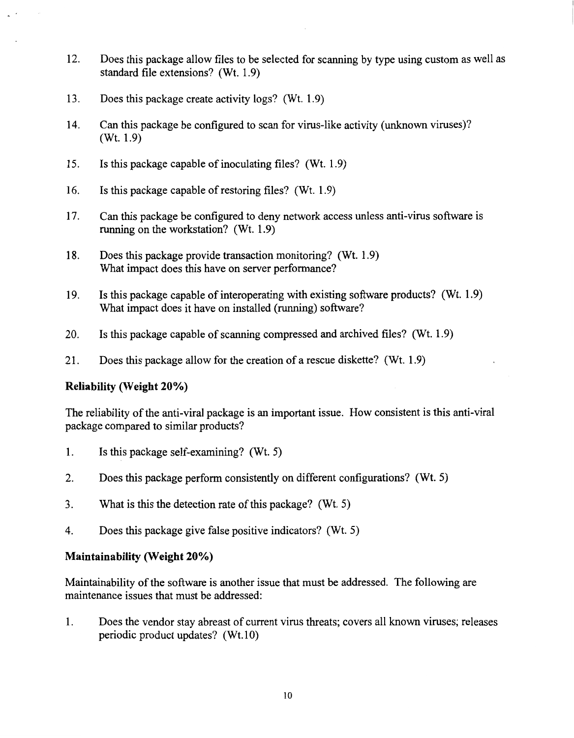12. Does this package allow files to be selected for scanning by type using custom as well as standard file extensions? (Wt. 1.9)

13. Does this package create activity logs? (Wt. 1.9)

14. Can this package be configured to scan for virus-like activity (unknown viruses)? (Wt. 1.9)

15. Is this package capable of inoculating files? (Wt. 1.9)

16. Is this package capable of restoring files? (Wt. 1.9)

17. Can this package be configured to deny network access unless anti-virus software is running on the workstation? (Wt. 1.9)

18. Does this package provide transaction monitoring? (Wt. 1.9)
    What impact does this have on server performance?

19. Is this package capable of interoperating with existing software products? (Wt. 1.9)
    What impact does it have on installed (running) software?

20. Is this package capable of scanning compressed and archived files? (Wt. 1.9)

21. Does this package allow for the creation of a rescue diskette? (Wt. 1.9)

**Reliability (Weight 20%)**

The reliability of the anti-viral package is an important issue. How consistent is this anti-viral package compared to similar products?

1. Is this package self-examining? (Wt. 5)

2. Does this package perform consistently on different configurations? (Wt. 5)

3. What is this the detection rate of this package? (Wt. 5)

4. Does this package give false positive indicators? (Wt. 5)

**Maintainability (Weight 20%)**

Maintainability of the software is another issue that must be addressed. The following are maintenance issues that must be addressed:

1. Does the vendor stay abreast of current virus threats; covers all known viruses; releases periodic product updates? (Wt.10)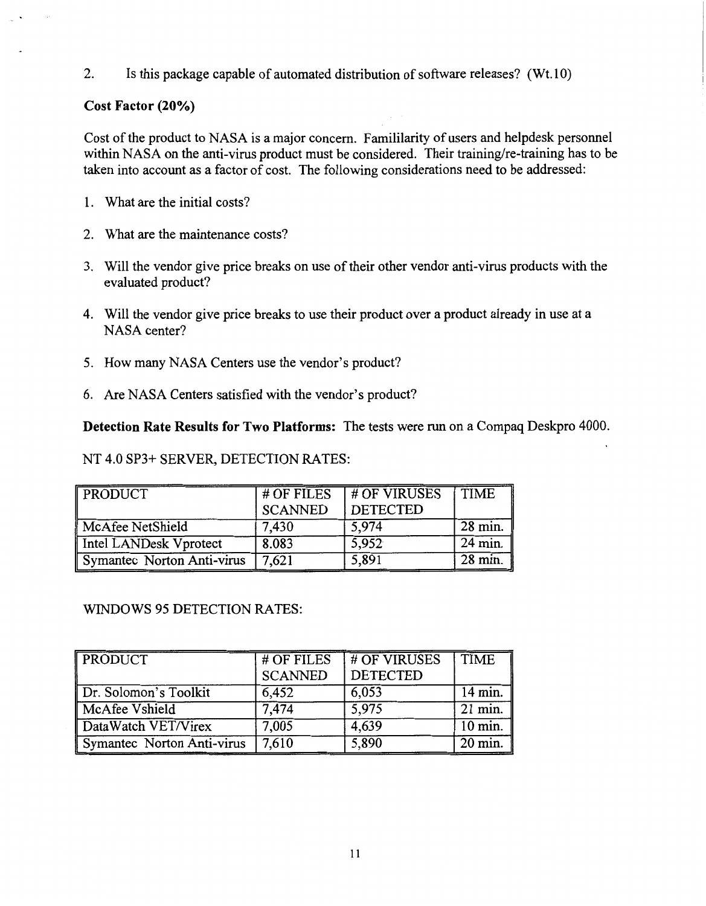2. Is this package capable of automated distribution of software releases? (Wt.10)

**Cost Factor (20%)**

Cost of the product to NASA is a major concern. Famililarity of users and helpdesk personnel within NASA on the anti-virus product must be considered. Their training/re-training has to be taken into account as a factor of cost. The following considerations need to be addressed:

1. What are the initial costs?

2. What are the maintenance costs?

3. Will the vendor give price breaks on use of their other vendor anti-virus products with the evaluated product?

4. Will the vendor give price breaks to use their product over a product already in use at a NASA center?

5. How many NASA Centers use the vendor's product?

6. Are NASA Centers satisfied with the vendor's product?

**Detection Rate Results for Two Platforms:** The tests were run on a Compaq Deskpro 4000.

NT 4.0 SP3+ SERVER, DETECTION RATES:

| PRODUCT | # OF FILES SCANNED | # OF VIRUSES DETECTED | TIME |
|---|---|---|---|
| McAfee NetShield | 7,430 | 5,974 | 28 min. |
| Intel LANDesk Vprotect | 8.083 | 5,952 | 24 min. |
| Symantec Norton Anti-virus | 7,621 | 5,891 | 28 min. |

WINDOWS 95 DETECTION RATES:

| PRODUCT | # OF FILES SCANNED | # OF VIRUSES DETECTED | TIME |
|---|---|---|---|
| Dr. Solomon's Toolkit | 6,452 | 6,053 | 14 min. |
| McAfee Vshield | 7,474 | 5,975 | 21 min. |
| DataWatch VET/Virex | 7,005 | 4,639 | 10 min. |
| Symantec Norton Anti-virus | 7,610 | 5,890 | 20 min. |